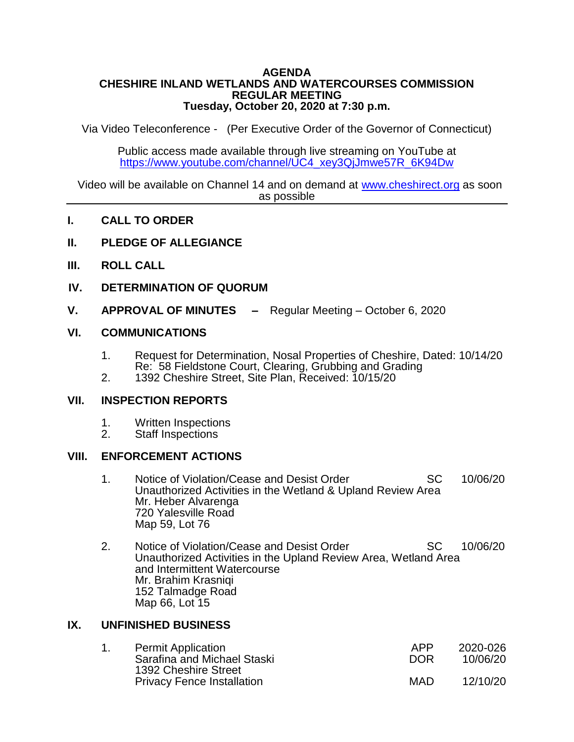**AGENDA**
**CHESHIRE INLAND WETLANDS AND WATERCOURSES COMMISSION**
**REGULAR MEETING**
**Tuesday, October 20, 2020 at 7:30 p.m.**

Via Video Teleconference - (Per Executive Order of the Governor of Connecticut)

Public access made available through live streaming on YouTube at https://www.youtube.com/channel/UC4_xey3QjJmwe57R_6K94Dw

Video will be available on Channel 14 and on demand at www.cheshirect.org as soon as possible

---

**I. CALL TO ORDER**

**II. PLEDGE OF ALLEGIANCE**

**III. ROLL CALL**

**IV. DETERMINATION OF QUORUM**

**V. APPROVAL OF MINUTES –** Regular Meeting – October 6, 2020

**VI. COMMUNICATIONS**

1. Request for Determination, Nosal Properties of Cheshire, Dated: 10/14/20
   Re: 58 Fieldstone Court, Clearing, Grubbing and Grading
2. 1392 Cheshire Street, Site Plan, Received: 10/15/20

**VII. INSPECTION REPORTS**

1. Written Inspections
2. Staff Inspections

**VIII. ENFORCEMENT ACTIONS**

1. Notice of Violation/Cease and Desist Order — SC — 10/06/20
   Unauthorized Activities in the Wetland & Upland Review Area
   Mr. Heber Alvarenga
   720 Yalesville Road
   Map 59, Lot 76

2. Notice of Violation/Cease and Desist Order — SC — 10/06/20
   Unauthorized Activities in the Upland Review Area, Wetland Area and Intermittent Watercourse
   Mr. Brahim Krasniqi
   152 Talmadge Road
   Map 66, Lot 15

**IX. UNFINISHED BUSINESS**

1. Permit Application — APP — 2020-026
   Sarafina and Michael Staski — DOR — 10/06/20
   1392 Cheshire Street
   Privacy Fence Installation — MAD — 12/10/20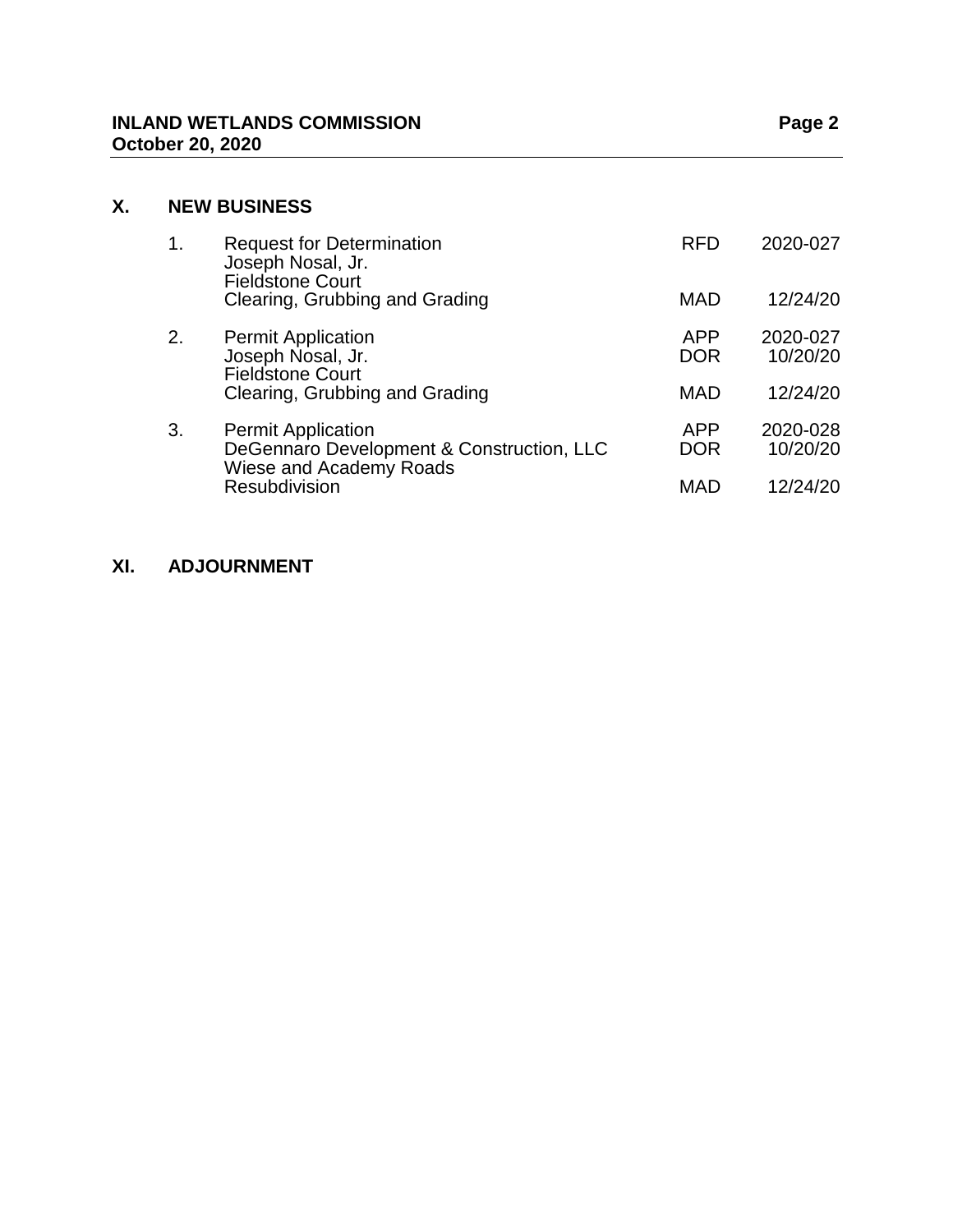## X. NEW BUSINESS

| | | | |
|---|---|---|---|
| 1. | Request for Determination<br>Joseph Nosal, Jr.<br>Fieldstone Court<br>Clearing, Grubbing and Grading | RFD<br><br><br>MAD | 2020-027<br><br><br>12/24/20 |
| 2. | Permit Application<br>Joseph Nosal, Jr.<br>Fieldstone Court<br>Clearing, Grubbing and Grading | APP<br>DOR<br><br>MAD | 2020-027<br>10/20/20<br><br>12/24/20 |
| 3. | Permit Application<br>DeGennaro Development & Construction, LLC<br>Wiese and Academy Roads<br>Resubdivision | APP<br>DOR<br><br>MAD | 2020-028<br>10/20/20<br><br>12/24/20 |

## XI. ADJOURNMENT